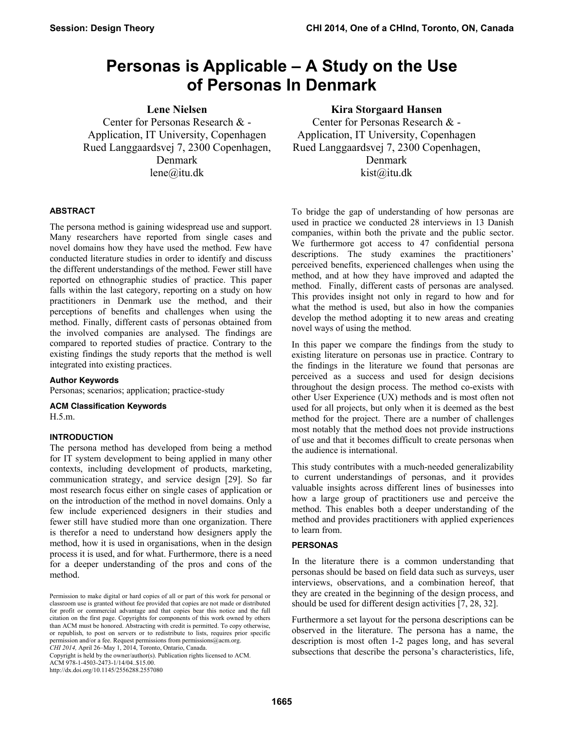# Personas is Applicable – A Study on the Use of Personas In Denmark

**Lene Nielsen**
Center for Personas Research & - Application, IT University, Copenhagen
Rued Langgaardsvej 7, 2300 Copenhagen, Denmark
lene@itu.dk

**Kira Storgaard Hansen**
Center for Personas Research & - Application, IT University, Copenhagen
Rued Langgaardsvej 7, 2300 Copenhagen, Denmark
kist@itu.dk

## ABSTRACT

The persona method is gaining widespread use and support. Many researchers have reported from single cases and novel domains how they have used the method. Few have conducted literature studies in order to identify and discuss the different understandings of the method. Fewer still have reported on ethnographic studies of practice. This paper falls within the last category, reporting on a study on how practitioners in Denmark use the method, and their perceptions of benefits and challenges when using the method. Finally, different casts of personas obtained from the involved companies are analysed. The findings are compared to reported studies of practice. Contrary to the existing findings the study reports that the method is well integrated into existing practices.

### Author Keywords

Personas; scenarios; application; practice-study

### ACM Classification Keywords

H.5.m.

## INTRODUCTION

The persona method has developed from being a method for IT system development to being applied in many other contexts, including development of products, marketing, communication strategy, and service design [29]. So far most research focus either on single cases of application or on the introduction of the method in novel domains. Only a few include experienced designers in their studies and fewer still have studied more than one organization. There is therefor a need to understand how designers apply the method, how it is used in organisations, when in the design process it is used, and for what. Furthermore, there is a need for a deeper understanding of the pros and cons of the method.

Permission to make digital or hard copies of all or part of this work for personal or classroom use is granted without fee provided that copies are not made or distributed for profit or commercial advantage and that copies bear this notice and the full citation on the first page. Copyrights for components of this work owned by others than ACM must be honored. Abstracting with credit is permitted. To copy otherwise, or republish, to post on servers or to redistribute to lists, requires prior specific permission and/or a fee. Request permissions from permissions@acm.org.
*CHI 2014,* April 26–May 1, 2014, Toronto, Ontario, Canada.
Copyright is held by the owner/author(s). Publication rights licensed to ACM.
ACM 978-1-4503-2473-1/14/04..$15.00.
http://dx.doi.org/10.1145/2556288.2557080

To bridge the gap of understanding of how personas are used in practice we conducted 28 interviews in 13 Danish companies, within both the private and the public sector. We furthermore got access to 47 confidential persona descriptions. The study examines the practitioners' perceived benefits, experienced challenges when using the method, and at how they have improved and adapted the method. Finally, different casts of personas are analysed. This provides insight not only in regard to how and for what the method is used, but also in how the companies develop the method adopting it to new areas and creating novel ways of using the method.

In this paper we compare the findings from the study to existing literature on personas use in practice. Contrary to the findings in the literature we found that personas are perceived as a success and used for design decisions throughout the design process. The method co-exists with other User Experience (UX) methods and is most often not used for all projects, but only when it is deemed as the best method for the project. There are a number of challenges most notably that the method does not provide instructions of use and that it becomes difficult to create personas when the audience is international.

This study contributes with a much-needed generalizability to current understandings of personas, and it provides valuable insights across different lines of businesses into how a large group of practitioners use and perceive the method. This enables both a deeper understanding of the method and provides practitioners with applied experiences to learn from.

## PERSONAS

In the literature there is a common understanding that personas should be based on field data such as surveys, user interviews, observations, and a combination hereof, that they are created in the beginning of the design process, and should be used for different design activities [7, 28, 32].

Furthermore a set layout for the persona descriptions can be observed in the literature. The persona has a name, the description is most often 1-2 pages long, and has several subsections that describe the persona's characteristics, life,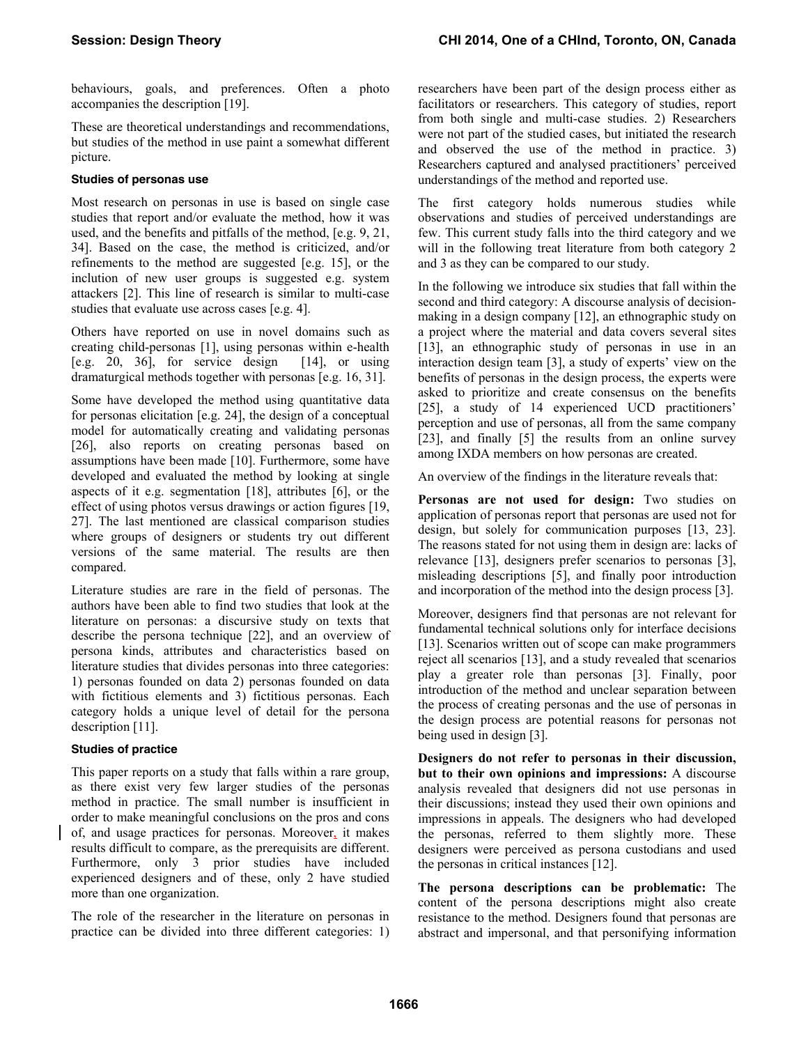behaviours, goals, and preferences. Often a photo accompanies the description [19].

These are theoretical understandings and recommendations, but studies of the method in use paint a somewhat different picture.

### Studies of personas use

Most research on personas in use is based on single case studies that report and/or evaluate the method, how it was used, and the benefits and pitfalls of the method, [e.g. 9, 21, 34]. Based on the case, the method is criticized, and/or refinements to the method are suggested [e.g. 15], or the inclution of new user groups is suggested e.g. system attackers [2]. This line of research is similar to multi-case studies that evaluate use across cases [e.g. 4].

Others have reported on use in novel domains such as creating child-personas [1], using personas within e-health [e.g. 20, 36], for service design [14], or using dramaturgical methods together with personas [e.g. 16, 31].

Some have developed the method using quantitative data for personas elicitation [e.g. 24], the design of a conceptual model for automatically creating and validating personas [26], also reports on creating personas based on assumptions have been made [10]. Furthermore, some have developed and evaluated the method by looking at single aspects of it e.g. segmentation [18], attributes [6], or the effect of using photos versus drawings or action figures [19, 27]. The last mentioned are classical comparison studies where groups of designers or students try out different versions of the same material. The results are then compared.

Literature studies are rare in the field of personas. The authors have been able to find two studies that look at the literature on personas: a discursive study on texts that describe the persona technique [22], and an overview of persona kinds, attributes and characteristics based on literature studies that divides personas into three categories: 1) personas founded on data 2) personas founded on data with fictitious elements and 3) fictitious personas. Each category holds a unique level of detail for the persona description [11].

### Studies of practice

This paper reports on a study that falls within a rare group, as there exist very few larger studies of the personas method in practice. The small number is insufficient in order to make meaningful conclusions on the pros and cons of, and usage practices for personas. Moreover, it makes results difficult to compare, as the prerequisites are different. Furthermore, only 3 prior studies have included experienced designers and of these, only 2 have studied more than one organization.

The role of the researcher in the literature on personas in practice can be divided into three different categories: 1) researchers have been part of the design process either as facilitators or researchers. This category of studies, report from both single and multi-case studies. 2) Researchers were not part of the studied cases, but initiated the research and observed the use of the method in practice. 3) Researchers captured and analysed practitioners' perceived understandings of the method and reported use.

The first category holds numerous studies while observations and studies of perceived understandings are few. This current study falls into the third category and we will in the following treat literature from both category 2 and 3 as they can be compared to our study.

In the following we introduce six studies that fall within the second and third category: A discourse analysis of decision-making in a design company [12], an ethnographic study on a project where the material and data covers several sites [13], an ethnographic study of personas in use in an interaction design team [3], a study of experts' view on the benefits of personas in the design process, the experts were asked to prioritize and create consensus on the benefits [25], a study of 14 experienced UCD practitioners' perception and use of personas, all from the same company [23], and finally [5] the results from an online survey among IXDA members on how personas are created.

An overview of the findings in the literature reveals that:

**Personas are not used for design:** Two studies on application of personas report that personas are used not for design, but solely for communication purposes [13, 23]. The reasons stated for not using them in design are: lacks of relevance [13], designers prefer scenarios to personas [3], misleading descriptions [5], and finally poor introduction and incorporation of the method into the design process [3].

Moreover, designers find that personas are not relevant for fundamental technical solutions only for interface decisions [13]. Scenarios written out of scope can make programmers reject all scenarios [13], and a study revealed that scenarios play a greater role than personas [3]. Finally, poor introduction of the method and unclear separation between the process of creating personas and the use of personas in the design process are potential reasons for personas not being used in design [3].

**Designers do not refer to personas in their discussion, but to their own opinions and impressions:** A discourse analysis revealed that designers did not use personas in their discussions; instead they used their own opinions and impressions in appeals. The designers who had developed the personas, referred to them slightly more. These designers were perceived as persona custodians and used the personas in critical instances [12].

**The persona descriptions can be problematic:** The content of the persona descriptions might also create resistance to the method. Designers found that personas are abstract and impersonal, and that personifying information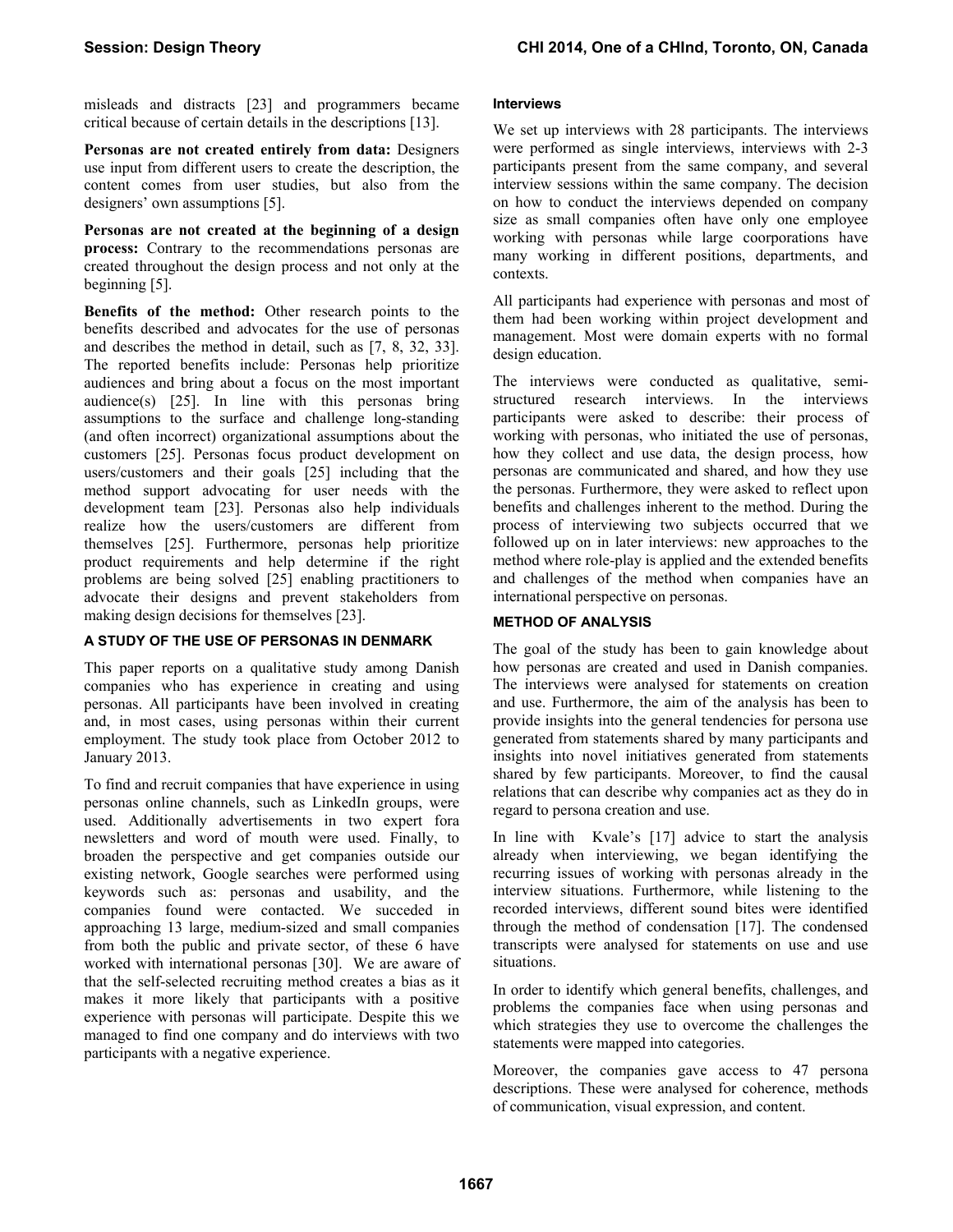misleads and distracts [23] and programmers became critical because of certain details in the descriptions [13].

**Personas are not created entirely from data:** Designers use input from different users to create the description, the content comes from user studies, but also from the designers' own assumptions [5].

**Personas are not created at the beginning of a design process:** Contrary to the recommendations personas are created throughout the design process and not only at the beginning [5].

**Benefits of the method:** Other research points to the benefits described and advocates for the use of personas and describes the method in detail, such as [7, 8, 32, 33]. The reported benefits include: Personas help prioritize audiences and bring about a focus on the most important audience(s) [25]. In line with this personas bring assumptions to the surface and challenge long-standing (and often incorrect) organizational assumptions about the customers [25]. Personas focus product development on users/customers and their goals [25] including that the method support advocating for user needs with the development team [23]. Personas also help individuals realize how the users/customers are different from themselves [25]. Furthermore, personas help prioritize product requirements and help determine if the right problems are being solved [25] enabling practitioners to advocate their designs and prevent stakeholders from making design decisions for themselves [23].

## A STUDY OF THE USE OF PERSONAS IN DENMARK

This paper reports on a qualitative study among Danish companies who has experience in creating and using personas. All participants have been involved in creating and, in most cases, using personas within their current employment. The study took place from October 2012 to January 2013.

To find and recruit companies that have experience in using personas online channels, such as LinkedIn groups, were used. Additionally advertisements in two expert fora newsletters and word of mouth were used. Finally, to broaden the perspective and get companies outside our existing network, Google searches were performed using keywords such as: personas and usability, and the companies found were contacted. We succeded in approaching 13 large, medium-sized and small companies from both the public and private sector, of these 6 have worked with international personas [30]. We are aware of that the self-selected recruiting method creates a bias as it makes it more likely that participants with a positive experience with personas will participate. Despite this we managed to find one company and do interviews with two participants with a negative experience.

### Interviews

We set up interviews with 28 participants. The interviews were performed as single interviews, interviews with 2-3 participants present from the same company, and several interview sessions within the same company. The decision on how to conduct the interviews depended on company size as small companies often have only one employee working with personas while large coorporations have many working in different positions, departments, and contexts.

All participants had experience with personas and most of them had been working within project development and management. Most were domain experts with no formal design education.

The interviews were conducted as qualitative, semi-structured research interviews. In the interviews participants were asked to describe: their process of working with personas, who initiated the use of personas, how they collect and use data, the design process, how personas are communicated and shared, and how they use the personas. Furthermore, they were asked to reflect upon benefits and challenges inherent to the method. During the process of interviewing two subjects occurred that we followed up on in later interviews: new approaches to the method where role-play is applied and the extended benefits and challenges of the method when companies have an international perspective on personas.

## METHOD OF ANALYSIS

The goal of the study has been to gain knowledge about how personas are created and used in Danish companies. The interviews were analysed for statements on creation and use. Furthermore, the aim of the analysis has been to provide insights into the general tendencies for persona use generated from statements shared by many participants and insights into novel initiatives generated from statements shared by few participants. Moreover, to find the causal relations that can describe why companies act as they do in regard to persona creation and use.

In line with Kvale's [17] advice to start the analysis already when interviewing, we began identifying the recurring issues of working with personas already in the interview situations. Furthermore, while listening to the recorded interviews, different sound bites were identified through the method of condensation [17]. The condensed transcripts were analysed for statements on use and use situations.

In order to identify which general benefits, challenges, and problems the companies face when using personas and which strategies they use to overcome the challenges the statements were mapped into categories.

Moreover, the companies gave access to 47 persona descriptions. These were analysed for coherence, methods of communication, visual expression, and content.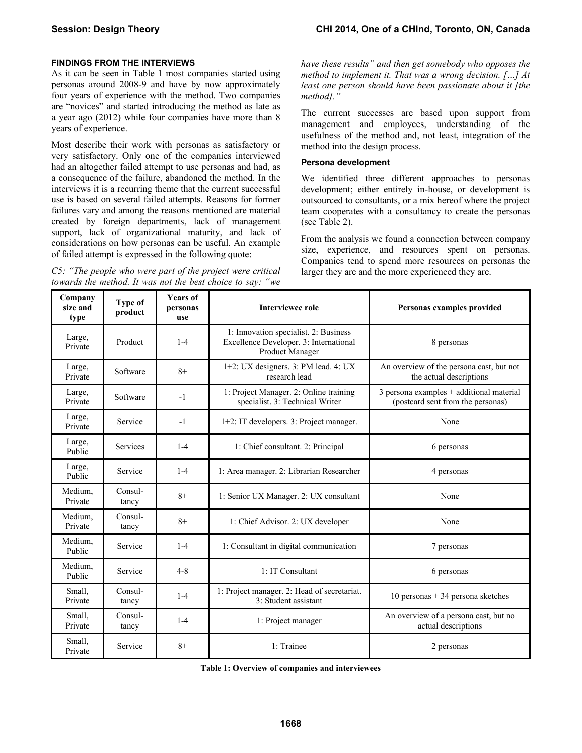## FINDINGS FROM THE INTERVIEWS

As it can be seen in Table 1 most companies started using personas around 2008-9 and have by now approximately four years of experience with the method. Two companies are "novices" and started introducing the method as late as a year ago (2012) while four companies have more than 8 years of experience.

Most describe their work with personas as satisfactory or very satisfactory. Only one of the companies interviewed had an altogether failed attempt to use personas and had, as a consequence of the failure, abandoned the method. In the interviews it is a recurring theme that the current successful use is based on several failed attempts. Reasons for former failures vary and among the reasons mentioned are material created by foreign departments, lack of management support, lack of organizational maturity, and lack of considerations on how personas can be useful. An example of failed attempt is expressed in the following quote:

*C5: "The people who were part of the project were critical towards the method. It was not the best choice to say: "we have these results" and then get somebody who opposes the method to implement it. That was a wrong decision. […] At least one person should have been passionate about it [the method]."*

The current successes are based upon support from management and employees, understanding of the usefulness of the method and, not least, integration of the method into the design process.

### Persona development

We identified three different approaches to personas development; either entirely in-house, or development is outsourced to consultants, or a mix hereof where the project team cooperates with a consultancy to create the personas (see Table 2).

From the analysis we found a connection between company size, experience, and resources spent on personas. Companies tend to spend more resources on personas the larger they are and the more experienced they are.

| Company size and type | Type of product | Years of personas use | Interviewee role | Personas examples provided |
|---|---|---|---|---|
| Large, Private | Product | 1-4 | 1: Innovation specialist. 2: Business Excellence Developer. 3: International Product Manager | 8 personas |
| Large, Private | Software | 8+ | 1+2: UX designers. 3: PM lead. 4: UX research lead | An overview of the persona cast, but not the actual descriptions |
| Large, Private | Software | -1 | 1: Project Manager. 2: Online training specialist. 3: Technical Writer | 3 persona examples + additional material (postcard sent from the personas) |
| Large, Private | Service | -1 | 1+2: IT developers. 3: Project manager. | None |
| Large, Public | Services | 1-4 | 1: Chief consultant. 2: Principal | 6 personas |
| Large, Public | Service | 1-4 | 1: Area manager. 2: Librarian Researcher | 4 personas |
| Medium, Private | Consul-tancy | 8+ | 1: Senior UX Manager. 2: UX consultant | None |
| Medium, Private | Consul-tancy | 8+ | 1: Chief Advisor. 2: UX developer | None |
| Medium, Public | Service | 1-4 | 1: Consultant in digital communication | 7 personas |
| Medium, Public | Service | 4-8 | 1: IT Consultant | 6 personas |
| Small, Private | Consul-tancy | 1-4 | 1: Project manager. 2: Head of secretariat. 3: Student assistant | 10 personas + 34 persona sketches |
| Small, Private | Consul-tancy | 1-4 | 1: Project manager | An overview of a persona cast, but no actual descriptions |
| Small, Private | Service | 8+ | 1: Trainee | 2 personas |

**Table 1: Overview of companies and interviewees**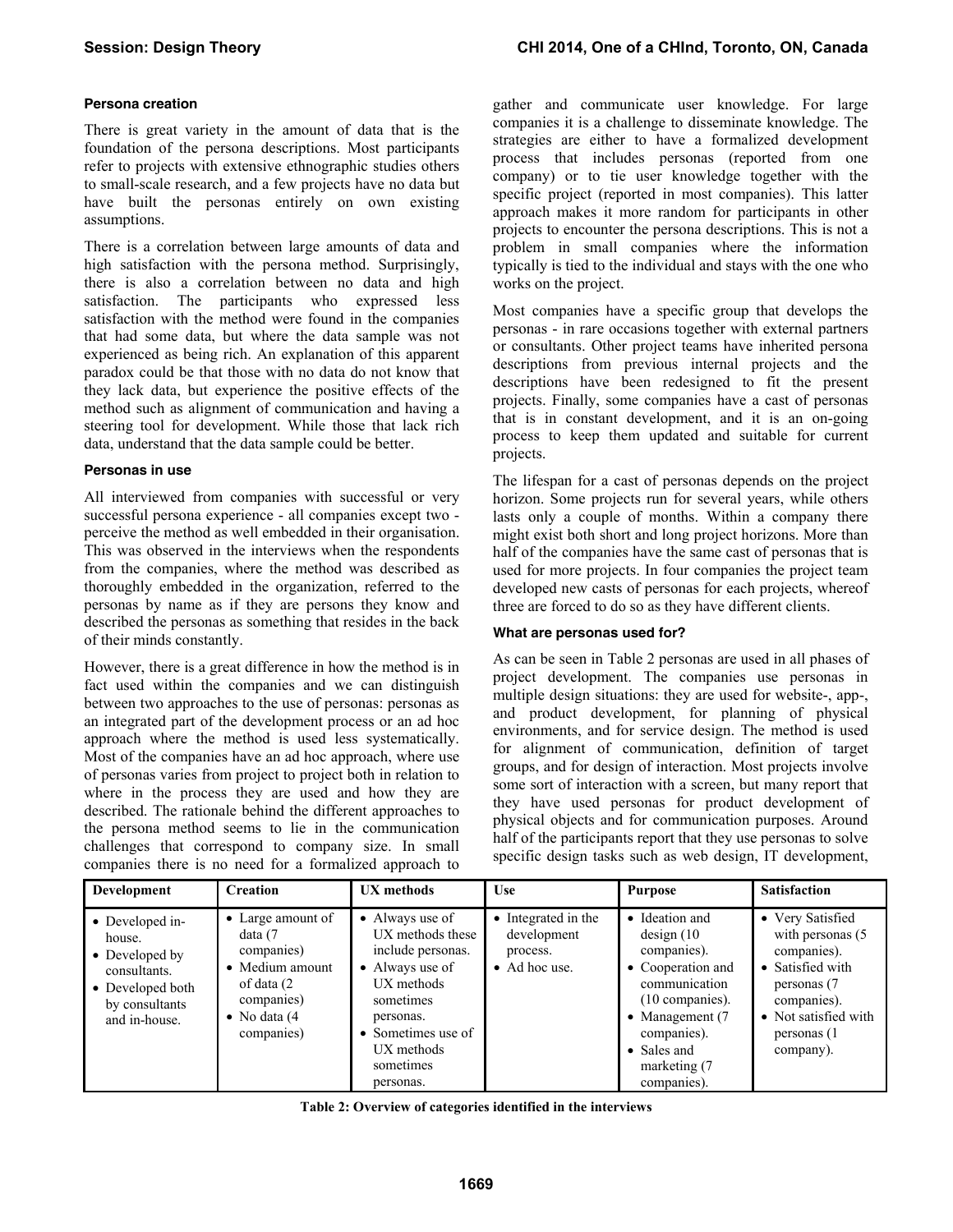### Persona creation

There is great variety in the amount of data that is the foundation of the persona descriptions. Most participants refer to projects with extensive ethnographic studies others to small-scale research, and a few projects have no data but have built the personas entirely on own existing assumptions.

There is a correlation between large amounts of data and high satisfaction with the persona method. Surprisingly, there is also a correlation between no data and high satisfaction. The participants who expressed less satisfaction with the method were found in the companies that had some data, but where the data sample was not experienced as being rich. An explanation of this apparent paradox could be that those with no data do not know that they lack data, but experience the positive effects of the method such as alignment of communication and having a steering tool for development. While those that lack rich data, understand that the data sample could be better.

### Personas in use

All interviewed from companies with successful or very successful persona experience - all companies except two - perceive the method as well embedded in their organization. This was observed in the interviews when the respondents from the companies, where the method was described as thoroughly embedded in the organization, referred to the personas by name as if they are persons they know and described the personas as something that resides in the back of their minds constantly.

However, there is a great difference in how the method is in fact used within the companies and we can distinguish between two approaches to the use of personas: personas as an integrated part of the development process or an ad hoc approach where the method is used less systematically. Most of the companies have an ad hoc approach, where use of personas varies from project to project both in relation to where in the process they are used and how they are described. The rationale behind the different approaches to the persona method seems to lie in the communication challenges that correspond to company size. In small companies there is no need for a formalized approach to gather and communicate user knowledge. For large companies it is a challenge to disseminate knowledge. The strategies are either to have a formalized development process that includes personas (reported from one company) or to tie user knowledge together with the specific project (reported in most companies). This latter approach makes it more random for participants in other projects to encounter the persona descriptions. This is not a problem in small companies where the information typically is tied to the individual and stays with the one who works on the project.

Most companies have a specific group that develops the personas - in rare occasions together with external partners or consultants. Other project teams have inherited persona descriptions from previous internal projects and the descriptions have been redesigned to fit the present projects. Finally, some companies have a cast of personas that is in constant development, and it is an on-going process to keep them updated and suitable for current projects.

The lifespan for a cast of personas depends on the project horizon. Some projects run for several years, while others lasts only a couple of months. Within a company there might exist both short and long project horizons. More than half of the companies have the same cast of personas that is used for more projects. In four companies the project team developed new casts of personas for each projects, whereof three are forced to do so as they have different clients.

### What are personas used for?

As can be seen in Table 2 personas are used in all phases of project development. The companies use personas in multiple design situations: they are used for website-, app-, and product development, for planning of physical environments, and for service design. The method is used for alignment of communication, definition of target groups, and for design of interaction. Most projects involve some sort of interaction with a screen, but many report that they have used personas for product development of physical objects and for communication purposes. Around half of the participants report that they use personas to solve specific design tasks such as web design, IT development,

| Development | Creation | UX methods | Use | Purpose | Satisfaction |
|---|---|---|---|---|---|
| • Developed in-house.<br>• Developed by consultants.<br>• Developed both by consultants and in-house. | • Large amount of data (7 companies)<br>• Medium amount of data (2 companies)<br>• No data (4 companies) | • Always use of UX methods these include personas.<br>• Always use of UX methods sometimes personas.<br>• Sometimes use of UX methods sometimes personas. | • Integrated in the development process.<br>• Ad hoc use. | • Ideation and design (10 companies).<br>• Cooperation and communication (10 companies).<br>• Management (7 companies).<br>• Sales and marketing (7 companies). | • Very Satisfied with personas (5 companies).<br>• Satisfied with personas (7 companies).<br>• Not satisfied with personas (1 company). |

**Table 2: Overview of categories identified in the interviews**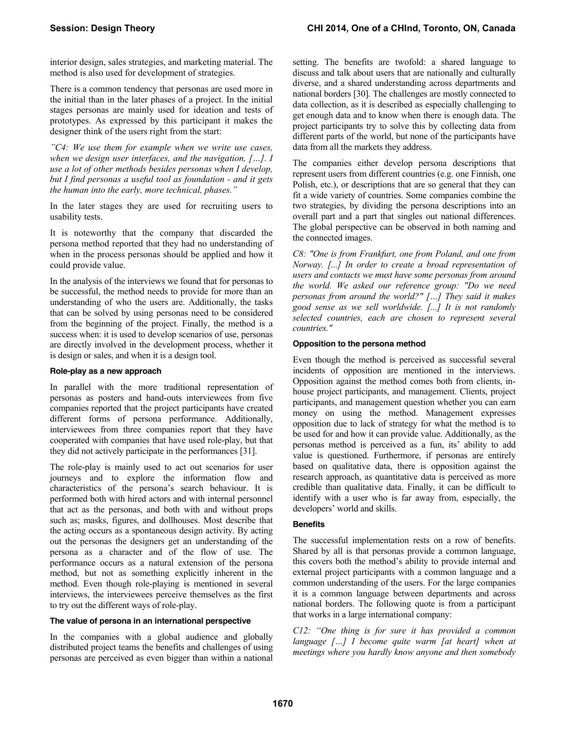interior design, sales strategies, and marketing material. The method is also used for development of strategies.

There is a common tendency that personas are used more in the initial than in the later phases of a project. In the initial stages personas are mainly used for ideation and tests of prototypes. As expressed by this participant it makes the designer think of the users right from the start:

*"C4: We use them for example when we write use cases, when we design user interfaces, and the navigation, […]. I use a lot of other methods besides personas when I develop, but I find personas a useful tool as foundation - and it gets the human into the early, more technical, phases."*

In the later stages they are used for recruiting users to usability tests.

It is noteworthy that the company that discarded the persona method reported that they had no understanding of when in the process personas should be applied and how it could provide value.

In the analysis of the interviews we found that for personas to be successful, the method needs to provide for more than an understanding of who the users are. Additionally, the tasks that can be solved by using personas need to be considered from the beginning of the project. Finally, the method is a success when: it is used to develop scenarios of use, personas are directly involved in the development process, whether it is design or sales, and when it is a design tool.

### Role-play as a new approach

In parallel with the more traditional representation of personas as posters and hand-outs interviewees from five companies reported that the project participants have created different forms of persona performance. Additionally, interviewees from three companies report that they have cooperated with companies that have used role-play, but that they did not actively participate in the performances [31].

The role-play is mainly used to act out scenarios for user journeys and to explore the information flow and characteristics of the persona's search behaviour. It is performed both with hired actors and with internal personnel that act as the personas, and both with and without props such as; masks, figures, and dollhouses. Most describe that the acting occurs as a spontaneous design activity. By acting out the personas the designers get an understanding of the persona as a character and of the flow of use. The performance occurs as a natural extension of the persona method, but not as something explicitly inherent in the method. Even though role-playing is mentioned in several interviews, the interviewees perceive themselves as the first to try out the different ways of role-play.

### The value of persona in an international perspective

In the companies with a global audience and globally distributed project teams the benefits and challenges of using personas are perceived as even bigger than within a national setting. The benefits are twofold: a shared language to discuss and talk about users that are nationally and culturally diverse, and a shared understanding across departments and national borders [30]. The challenges are mostly connected to data collection, as it is described as especially challenging to get enough data and to know when there is enough data. The project participants try to solve this by collecting data from different parts of the world, but none of the participants have data from all the markets they address.

The companies either develop persona descriptions that represent users from different countries (e.g. one Finnish, one Polish, etc.), or descriptions that are so general that they can fit a wide variety of countries. Some companies combine the two strategies, by dividing the persona descriptions into an overall part and a part that singles out national differences. The global perspective can be observed in both naming and the connected images.

*C8: "One is from Frankfurt, one from Poland, and one from Norway. [...] In order to create a broad representation of users and contacts we must have some personas from around the world. We asked our reference group: "Do we need personas from around the world?" […] They said it makes good sense as we sell worldwide. [...] It is not randomly selected countries, each are chosen to represent several countries."*

### Opposition to the persona method

Even though the method is perceived as successful several incidents of opposition are mentioned in the interviews. Opposition against the method comes both from clients, in-house project participants, and management. Clients, project participants, and management question whether you can earn money on using the method. Management expresses opposition due to lack of strategy for what the method is to be used for and how it can provide value. Additionally, as the personas method is perceived as a fun, its' ability to add value is questioned. Furthermore, if personas are entirely based on qualitative data, there is opposition against the research approach, as quantitative data is perceived as more credible than qualitative data. Finally, it can be difficult to identify with a user who is far away from, especially, the developers' world and skills.

### Benefits

The successful implementation rests on a row of benefits. Shared by all is that personas provide a common language, this covers both the method's ability to provide internal and external project participants with a common language and a common understanding of the users. For the large companies it is a common language between departments and across national borders. The following quote is from a participant that works in a large international company:

*C12: "One thing is for sure it has provided a common language […] I become quite warm [at heart] when at meetings where you hardly know anyone and then somebody*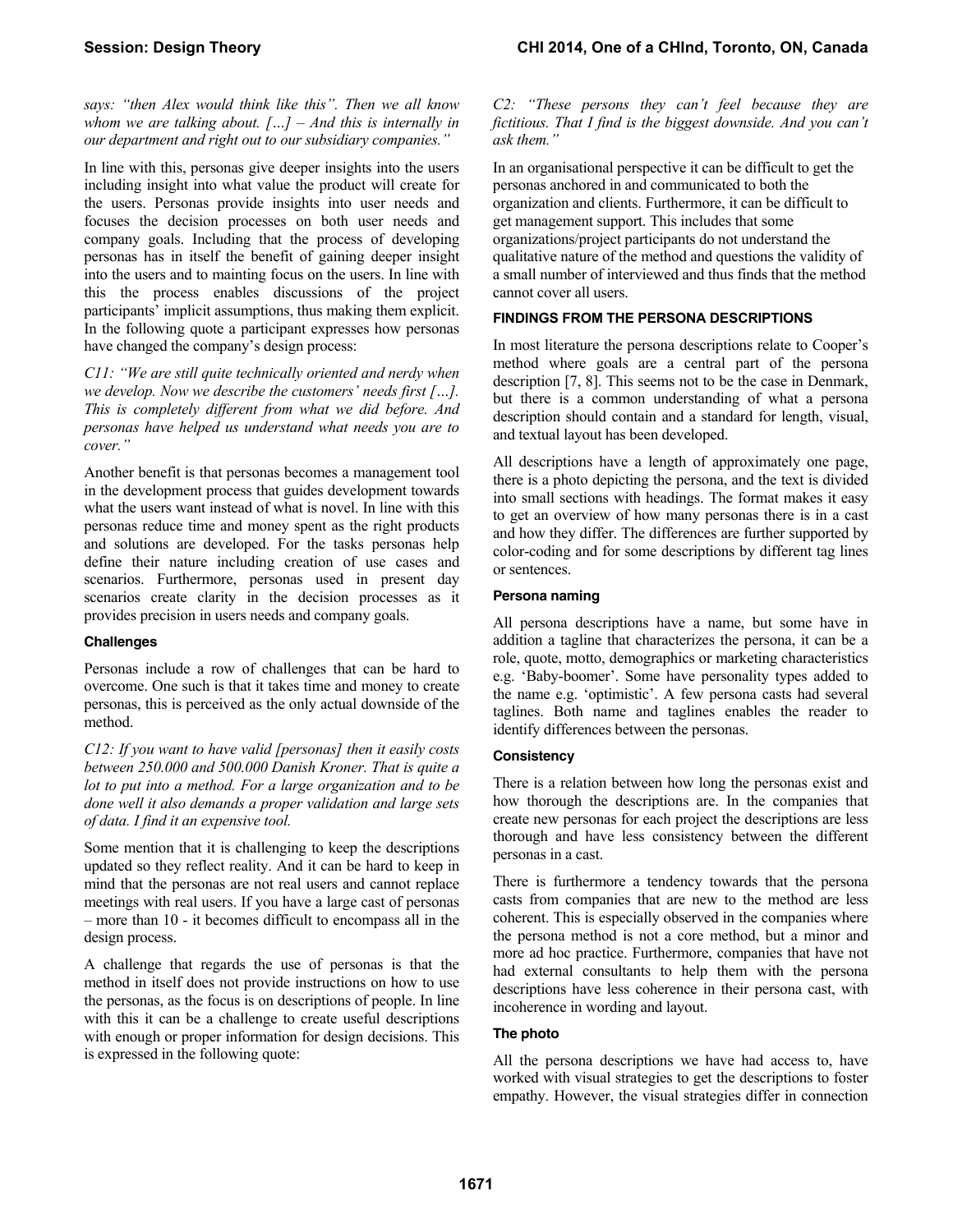*says: "then Alex would think like this". Then we all know whom we are talking about. […] – And this is internally in our department and right out to our subsidiary companies."*

In line with this, personas give deeper insights into the users including insight into what value the product will create for the users. Personas provide insights into user needs and focuses the decision processes on both user needs and company goals. Including that the process of developing personas has in itself the benefit of gaining deeper insight into the users and to mainting focus on the users. In line with this the process enables discussions of the project participants' implicit assumptions, thus making them explicit. In the following quote a participant expresses how personas have changed the company's design process:

*C11: "We are still quite technically oriented and nerdy when we develop. Now we describe the customers' needs first […]. This is completely different from what we did before. And personas have helped us understand what needs you are to cover."*

Another benefit is that personas becomes a management tool in the development process that guides development towards what the users want instead of what is novel. In line with this personas reduce time and money spent as the right products and solutions are developed. For the tasks personas help define their nature including creation of use cases and scenarios. Furthermore, personas used in present day scenarios create clarity in the decision processes as it provides precision in users needs and company goals.

### Challenges

Personas include a row of challenges that can be hard to overcome. One such is that it takes time and money to create personas, this is perceived as the only actual downside of the method.

*C12: If you want to have valid [personas] then it easily costs between 250.000 and 500.000 Danish Kroner. That is quite a lot to put into a method. For a large organization and to be done well it also demands a proper validation and large sets of data. I find it an expensive tool.*

Some mention that it is challenging to keep the descriptions updated so they reflect reality. And it can be hard to keep in mind that the personas are not real users and cannot replace meetings with real users. If you have a large cast of personas – more than 10 - it becomes difficult to encompass all in the design process.

A challenge that regards the use of personas is that the method in itself does not provide instructions on how to use the personas, as the focus is on descriptions of people. In line with this it can be a challenge to create useful descriptions with enough or proper information for design decisions. This is expressed in the following quote:

*C2: "These persons they can't feel because they are fictitious. That I find is the biggest downside. And you can't ask them."*

In an organisational perspective it can be difficult to get the personas anchored in and communicated to both the organization and clients. Furthermore, it can be difficult to get management support. This includes that some organizations/project participants do not understand the qualitative nature of the method and questions the validity of a small number of interviewed and thus finds that the method cannot cover all users.

## FINDINGS FROM THE PERSONA DESCRIPTIONS

In most literature the persona descriptions relate to Cooper's method where goals are a central part of the persona description [7, 8]. This seems not to be the case in Denmark, but there is a common understanding of what a persona description should contain and a standard for length, visual, and textual layout has been developed.

All descriptions have a length of approximately one page, there is a photo depicting the persona, and the text is divided into small sections with headings. The format makes it easy to get an overview of how many personas there is in a cast and how they differ. The differences are further supported by color-coding and for some descriptions by different tag lines or sentences.

### Persona naming

All persona descriptions have a name, but some have in addition a tagline that characterizes the persona, it can be a role, quote, motto, demographics or marketing characteristics e.g. 'Baby-boomer'. Some have personality types added to the name e.g. 'optimistic'. A few persona casts had several taglines. Both name and taglines enables the reader to identify differences between the personas.

### Consistency

There is a relation between how long the personas exist and how thorough the descriptions are. In the companies that create new personas for each project the descriptions are less thorough and have less consistency between the different personas in a cast.

There is furthermore a tendency towards that the persona casts from companies that are new to the method are less coherent. This is especially observed in the companies where the persona method is not a core method, but a minor and more ad hoc practice. Furthermore, companies that have not had external consultants to help them with the persona descriptions have less coherence in their persona cast, with incoherence in wording and layout.

### The photo

All the persona descriptions we have had access to, have worked with visual strategies to get the descriptions to foster empathy. However, the visual strategies differ in connection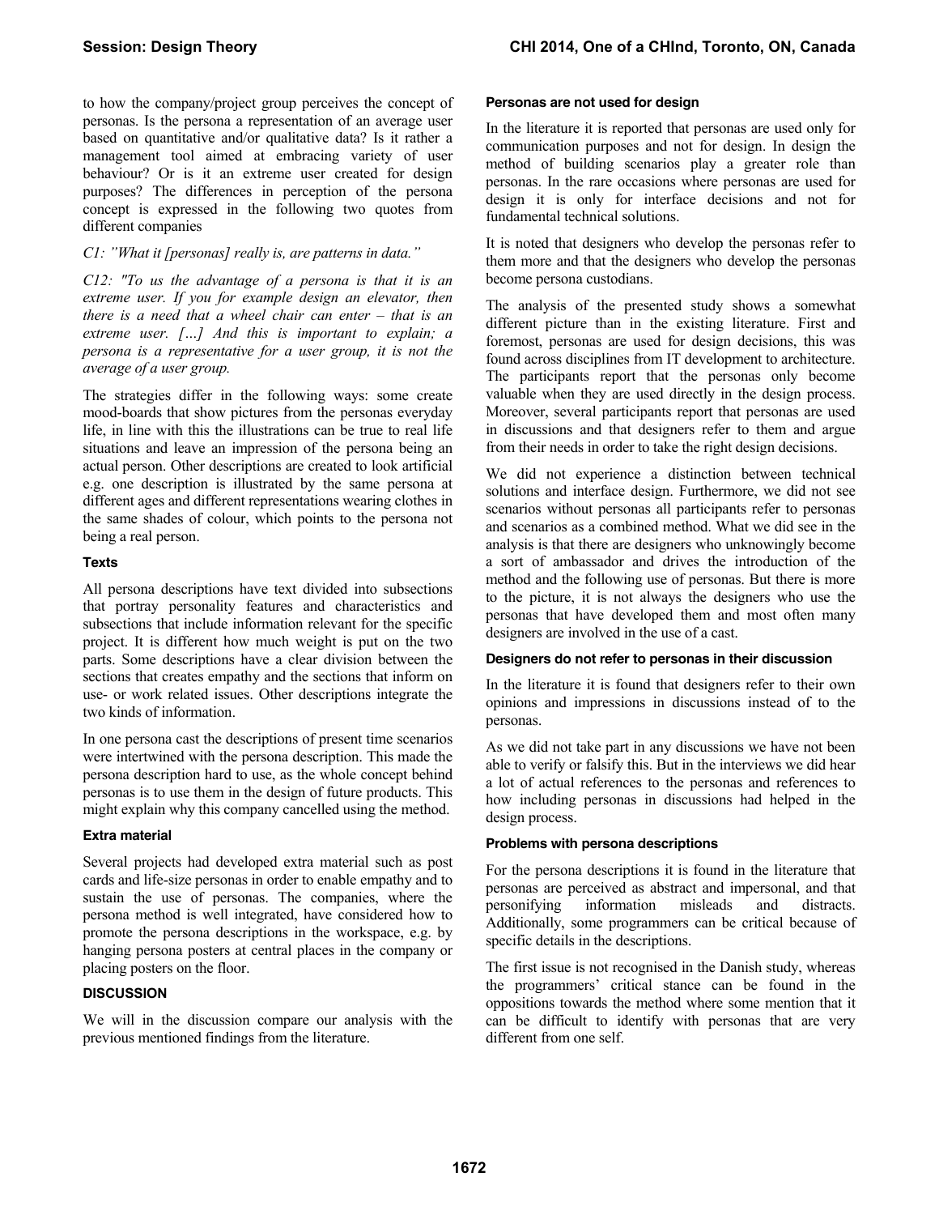to how the company/project group perceives the concept of personas. Is the persona a representation of an average user based on quantitative and/or qualitative data? Is it rather a management tool aimed at embracing variety of user behaviour? Or is it an extreme user created for design purposes? The differences in perception of the persona concept is expressed in the following two quotes from different companies

*C1: "What it [personas] really is, are patterns in data."*

*C12: "To us the advantage of a persona is that it is an extreme user. If you for example design an elevator, then there is a need that a wheel chair can enter – that is an extreme user. […] And this is important to explain; a persona is a representative for a user group, it is not the average of a user group.*

The strategies differ in the following ways: some create mood-boards that show pictures from the personas everyday life, in line with this the illustrations can be true to real life situations and leave an impression of the persona being an actual person. Other descriptions are created to look artificial e.g. one description is illustrated by the same persona at different ages and different representations wearing clothes in the same shades of colour, which points to the persona not being a real person.

#### Texts

All persona descriptions have text divided into subsections that portray personality features and characteristics and subsections that include information relevant for the specific project. It is different how much weight is put on the two parts. Some descriptions have a clear division between the sections that creates empathy and the sections that inform on use- or work related issues. Other descriptions integrate the two kinds of information.

In one persona cast the descriptions of present time scenarios were intertwined with the persona description. This made the persona description hard to use, as the whole concept behind personas is to use them in the design of future products. This might explain why this company cancelled using the method.

#### Extra material

Several projects had developed extra material such as post cards and life-size personas in order to enable empathy and to sustain the use of personas. The companies, where the persona method is well integrated, have considered how to promote the persona descriptions in the workspace, e.g. by hanging persona posters at central places in the company or placing posters on the floor.

## DISCUSSION

We will in the discussion compare our analysis with the previous mentioned findings from the literature.

#### Personas are not used for design

In the literature it is reported that personas are used only for communication purposes and not for design. In design the method of building scenarios play a greater role than personas. In the rare occasions where personas are used for design it is only for interface decisions and not for fundamental technical solutions.

It is noted that designers who develop the personas refer to them more and that the designers who develop the personas become persona custodians.

The analysis of the presented study shows a somewhat different picture than in the existing literature. First and foremost, personas are used for design decisions, this was found across disciplines from IT development to architecture. The participants report that the personas only become valuable when they are used directly in the design process. Moreover, several participants report that personas are used in discussions and that designers refer to them and argue from their needs in order to take the right design decisions.

We did not experience a distinction between technical solutions and interface design. Furthermore, we did not see scenarios without personas all participants refer to personas and scenarios as a combined method. What we did see in the analysis is that there are designers who unknowingly become a sort of ambassador and drives the introduction of the method and the following use of personas. But there is more to the picture, it is not always the designers who use the personas that have developed them and most often many designers are involved in the use of a cast.

#### Designers do not refer to personas in their discussion

In the literature it is found that designers refer to their own opinions and impressions in discussions instead of to the personas.

As we did not take part in any discussions we have not been able to verify or falsify this. But in the interviews we did hear a lot of actual references to the personas and references to how including personas in discussions had helped in the design process.

#### Problems with persona descriptions

For the persona descriptions it is found in the literature that personas are perceived as abstract and impersonal, and that personifying information misleads and distracts. Additionally, some programmers can be critical because of specific details in the descriptions.

The first issue is not recognised in the Danish study, whereas the programmers' critical stance can be found in the oppositions towards the method where some mention that it can be difficult to identify with personas that are very different from one self.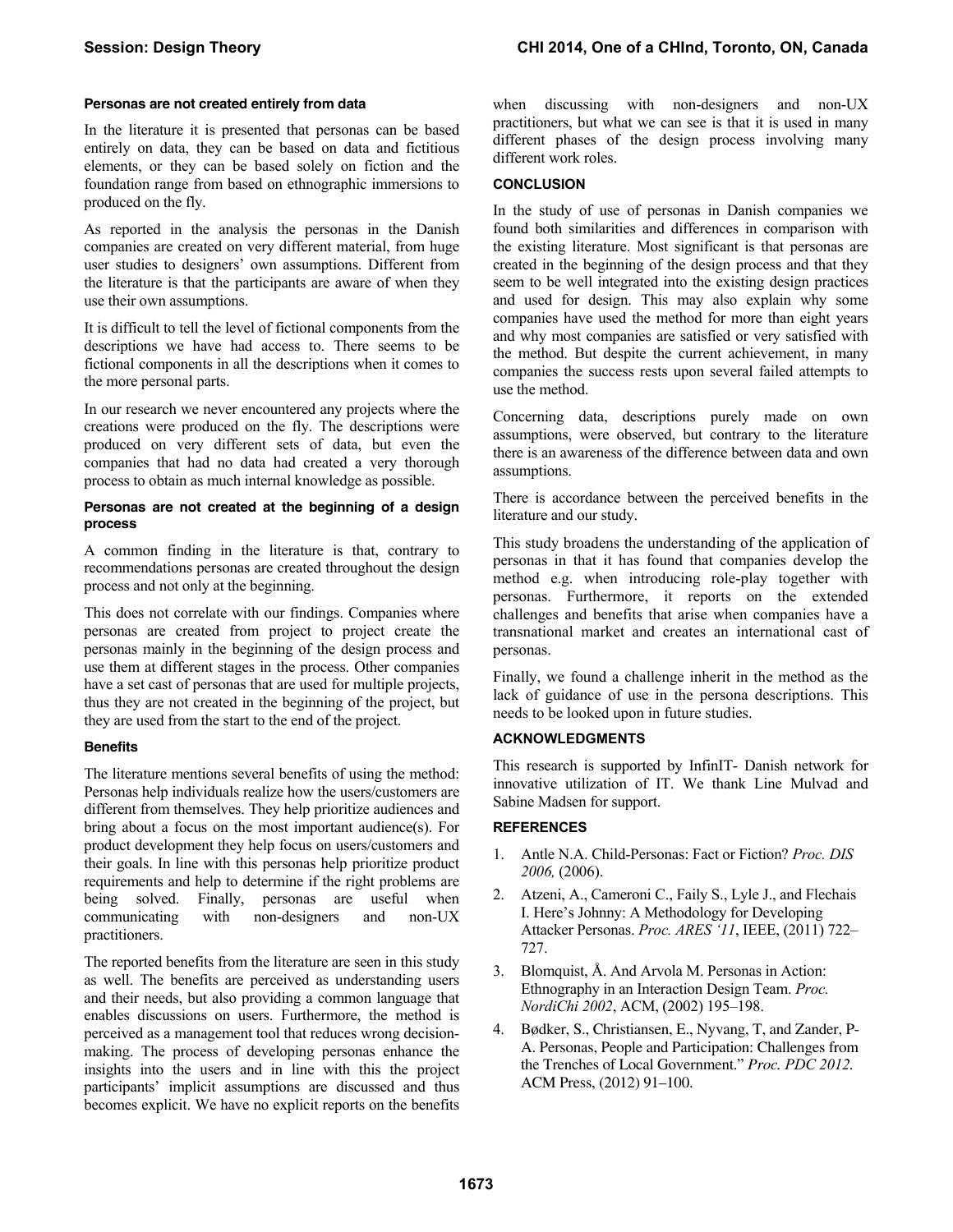#### Personas are not created entirely from data

In the literature it is presented that personas can be based entirely on data, they can be based on data and fictitious elements, or they can be based solely on fiction and the foundation range from based on ethnographic immersions to produced on the fly.

As reported in the analysis the personas in the Danish companies are created on very different material, from huge user studies to designers' own assumptions. Different from the literature is that the participants are aware of when they use their own assumptions.

It is difficult to tell the level of fictional components from the descriptions we have had access to. There seems to be fictional components in all the descriptions when it comes to the more personal parts.

In our research we never encountered any projects where the creations were produced on the fly. The descriptions were produced on very different sets of data, but even the companies that had no data had created a very thorough process to obtain as much internal knowledge as possible.

#### Personas are not created at the beginning of a design process

A common finding in the literature is that, contrary to recommendations personas are created throughout the design process and not only at the beginning.

This does not correlate with our findings. Companies where personas are created from project to project create the personas mainly in the beginning of the design process and use them at different stages in the process. Other companies have a set cast of personas that are used for multiple projects, thus they are not created in the beginning of the project, but they are used from the start to the end of the project.

#### Benefits

The literature mentions several benefits of using the method: Personas help individuals realize how the users/customers are different from themselves. They help prioritize audiences and bring about a focus on the most important audience(s). For product development they help focus on users/customers and their goals. In line with this personas help prioritize product requirements and help to determine if the right problems are being solved. Finally, personas are useful when communicating with non-designers and non-UX practitioners.

The reported benefits from the literature are seen in this study as well. The benefits are perceived as understanding users and their needs, but also providing a common language that enables discussions on users. Furthermore, the method is perceived as a management tool that reduces wrong decision-making. The process of developing personas enhance the insights into the users and in line with this the project participants' implicit assumptions are discussed and thus becomes explicit. We have no explicit reports on the benefits when discussing with non-designers and non-UX practitioners, but what we can see is that it is used in many different phases of the design process involving many different work roles.

## CONCLUSION

In the study of use of personas in Danish companies we found both similarities and differences in comparison with the existing literature. Most significant is that personas are created in the beginning of the design process and that they seem to be well integrated into the existing design practices and used for design. This may also explain why some companies have used the method for more than eight years and why most companies are satisfied or very satisfied with the method. But despite the current achievement, in many companies the success rests upon several failed attempts to use the method.

Concerning data, descriptions purely made on own assumptions, were observed, but contrary to the literature there is an awareness of the difference between data and own assumptions.

There is accordance between the perceived benefits in the literature and our study.

This study broadens the understanding of the application of personas in that it has found that companies develop the method e.g. when introducing role-play together with personas. Furthermore, it reports on the extended challenges and benefits that arise when companies have a transnational market and creates an international cast of personas.

Finally, we found a challenge inherit in the method as the lack of guidance of use in the persona descriptions. This needs to be looked upon in future studies.

## ACKNOWLEDGMENTS

This research is supported by InfinIT- Danish network for innovative utilization of IT. We thank Line Mulvad and Sabine Madsen for support.

## REFERENCES

1. Antle N.A. Child-Personas: Fact or Fiction? *Proc. DIS 2006,* (2006).
2. Atzeni, A., Cameroni C., Faily S., Lyle J., and Flechais I. Here's Johnny: A Methodology for Developing Attacker Personas. *Proc. ARES '11*, IEEE, (2011) 722–727.
3. Blomquist, Å. And Arvola M. Personas in Action: Ethnography in an Interaction Design Team. *Proc. NordiChi 2002*, ACM, (2002) 195–198.
4. Bødker, S., Christiansen, E., Nyvang, T, and Zander, P-A. Personas, People and Participation: Challenges from the Trenches of Local Government." *Proc. PDC 2012.* ACM Press, (2012) 91–100.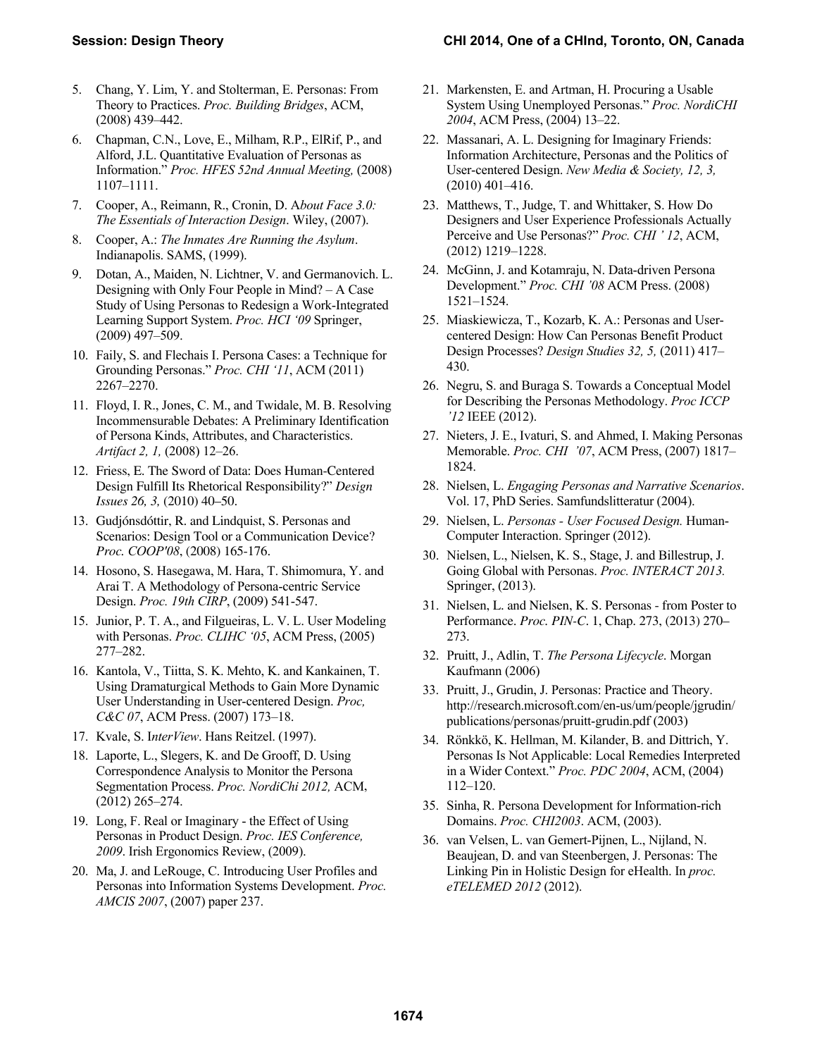5. Chang, Y. Lim, Y. and Stolterman, E. Personas: From Theory to Practices. *Proc. Building Bridges*, ACM, (2008) 439–442.
6. Chapman, C.N., Love, E., Milham, R.P., ElRif, P., and Alford, J.L. Quantitative Evaluation of Personas as Information." *Proc. HFES 52nd Annual Meeting,* (2008) 1107–1111.
7. Cooper, A., Reimann, R., Cronin, D. A*bout Face 3.0: The Essentials of Interaction Design*. Wiley, (2007).
8. Cooper, A.: *The Inmates Are Running the Asylum*. Indianapolis. SAMS, (1999).
9. Dotan, A., Maiden, N. Lichtner, V. and Germanovich. L. Designing with Only Four People in Mind? – A Case Study of Using Personas to Redesign a Work-Integrated Learning Support System. *Proc. HCI '09* Springer, (2009) 497–509.
10. Faily, S. and Flechais I. Persona Cases: a Technique for Grounding Personas." *Proc. CHI '11*, ACM (2011) 2267–2270.
11. Floyd, I. R., Jones, C. M., and Twidale, M. B. Resolving Incommensurable Debates: A Preliminary Identification of Persona Kinds, Attributes, and Characteristics. *Artifact 2, 1,* (2008) 12–26.
12. Friess, E. The Sword of Data: Does Human-Centered Design Fulfill Its Rhetorical Responsibility?" *Design Issues 26, 3,* (2010) 40–50.
13. Gudjónsdóttir, R. and Lindquist, S. Personas and Scenarios: Design Tool or a Communication Device? *Proc. COOP'08*, (2008) 165-176.
14. Hosono, S. Hasegawa, M. Hara, T. Shimomura, Y. and Arai T. A Methodology of Persona-centric Service Design. *Proc. 19th CIRP*, (2009) 541-547.
15. Junior, P. T. A., and Filgueiras, L. V. L. User Modeling with Personas. *Proc. CLIHC '05*, ACM Press, (2005) 277–282.
16. Kantola, V., Tiitta, S. K. Mehto, K. and Kankainen, T. Using Dramaturgical Methods to Gain More Dynamic User Understanding in User-centered Design. *Proc, C&C 07*, ACM Press. (2007) 173–18.
17. Kvale, S. I*nterView*. Hans Reitzel. (1997).
18. Laporte, L., Slegers, K. and De Grooff, D. Using Correspondence Analysis to Monitor the Persona Segmentation Process. *Proc. NordiChi 2012,* ACM, (2012) 265–274.
19. Long, F. Real or Imaginary - the Effect of Using Personas in Product Design. *Proc. IES Conference, 2009*. Irish Ergonomics Review, (2009).
20. Ma, J. and LeRouge, C. Introducing User Profiles and Personas into Information Systems Development. *Proc. AMCIS 2007*, (2007) paper 237.
21. Markensten, E. and Artman, H. Procuring a Usable System Using Unemployed Personas." *Proc. NordiCHI 2004*, ACM Press, (2004) 13–22.
22. Massanari, A. L. Designing for Imaginary Friends: Information Architecture, Personas and the Politics of User-centered Design. *New Media & Society, 12, 3,* (2010) 401–416.
23. Matthews, T., Judge, T. and Whittaker, S. How Do Designers and User Experience Professionals Actually Perceive and Use Personas?" *Proc. CHI ' 12*, ACM, (2012) 1219–1228.
24. McGinn, J. and Kotamraju, N. Data-driven Persona Development." *Proc. CHI '08* ACM Press. (2008) 1521–1524.
25. Miaskiewicza, T., Kozarb, K. A.: Personas and User-centered Design: How Can Personas Benefit Product Design Processes? *Design Studies 32, 5,* (2011) 417–430.
26. Negru, S. and Buraga S. Towards a Conceptual Model for Describing the Personas Methodology. *Proc ICCP '12* IEEE (2012).
27. Nieters, J. E., Ivaturi, S. and Ahmed, I. Making Personas Memorable. *Proc. CHI '07*, ACM Press, (2007) 1817–1824.
28. Nielsen, L. *Engaging Personas and Narrative Scenarios*. Vol. 17, PhD Series. Samfundslitteratur (2004).
29. Nielsen, L. *Personas - User Focused Design.* Human-Computer Interaction. Springer (2012).
30. Nielsen, L., Nielsen, K. S., Stage, J. and Billestrup, J. Going Global with Personas. *Proc. INTERACT 2013.* Springer, (2013).
31. Nielsen, L. and Nielsen, K. S. Personas - from Poster to Performance. *Proc. PIN-C*. 1, Chap. 273, (2013) 270–273.
32. Pruitt, J., Adlin, T. *The Persona Lifecycle*. Morgan Kaufmann (2006)
33. Pruitt, J., Grudin, J. Personas: Practice and Theory. http://research.microsoft.com/en-us/um/people/jgrudin/publications/personas/pruitt-grudin.pdf (2003)
34. Rönkkö, K. Hellman, M. Kilander, B. and Dittrich, Y. Personas Is Not Applicable: Local Remedies Interpreted in a Wider Context." *Proc. PDC 2004*, ACM, (2004) 112–120.
35. Sinha, R. Persona Development for Information-rich Domains. *Proc. CHI2003*. ACM, (2003).
36. van Velsen, L. van Gemert-Pijnen, L., Nijland, N. Beaujean, D. and van Steenbergen, J. Personas: The Linking Pin in Holistic Design for eHealth. In *proc. eTELEMED 2012* (2012).